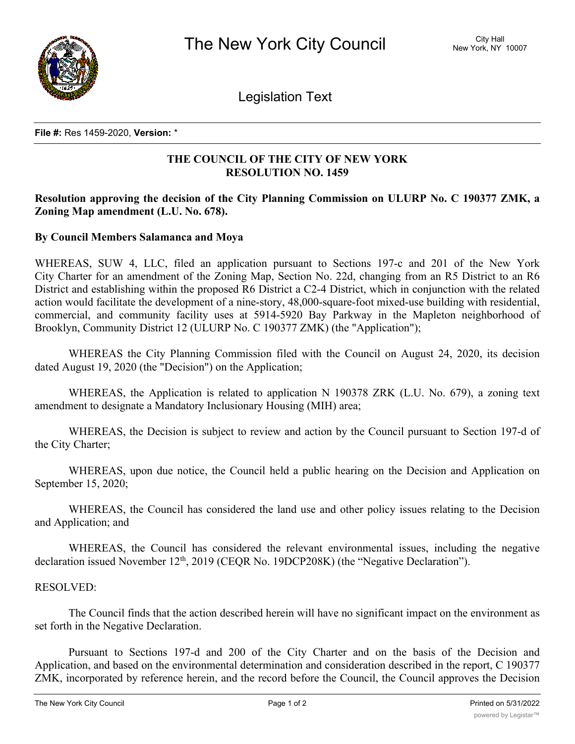# The New York City Council

City Hall
New York, NY 10007

## Legislation Text

**File #:** Res 1459-2020, **Version:** *

**THE COUNCIL OF THE CITY OF NEW YORK**
**RESOLUTION NO. 1459**

**Resolution approving the decision of the City Planning Commission on ULURP No. C 190377 ZMK, a Zoning Map amendment (L.U. No. 678).**

**By Council Members Salamanca and Moya**

WHEREAS, SUW 4, LLC, filed an application pursuant to Sections 197-c and 201 of the New York City Charter for an amendment of the Zoning Map, Section No. 22d, changing from an R5 District to an R6 District and establishing within the proposed R6 District a C2-4 District, which in conjunction with the related action would facilitate the development of a nine-story, 48,000-square-foot mixed-use building with residential, commercial, and community facility uses at 5914-5920 Bay Parkway in the Mapleton neighborhood of Brooklyn, Community District 12 (ULURP No. C 190377 ZMK) (the "Application");

WHEREAS the City Planning Commission filed with the Council on August 24, 2020, its decision dated August 19, 2020 (the "Decision") on the Application;

WHEREAS, the Application is related to application N 190378 ZRK (L.U. No. 679), a zoning text amendment to designate a Mandatory Inclusionary Housing (MIH) area;

WHEREAS, the Decision is subject to review and action by the Council pursuant to Section 197-d of the City Charter;

WHEREAS, upon due notice, the Council held a public hearing on the Decision and Application on September 15, 2020;

WHEREAS, the Council has considered the land use and other policy issues relating to the Decision and Application; and

WHEREAS, the Council has considered the relevant environmental issues, including the negative declaration issued November 12th, 2019 (CEQR No. 19DCP208K) (the "Negative Declaration").

RESOLVED:

The Council finds that the action described herein will have no significant impact on the environment as set forth in the Negative Declaration.

Pursuant to Sections 197-d and 200 of the City Charter and on the basis of the Decision and Application, and based on the environmental determination and consideration described in the report, C 190377 ZMK, incorporated by reference herein, and the record before the Council, the Council approves the Decision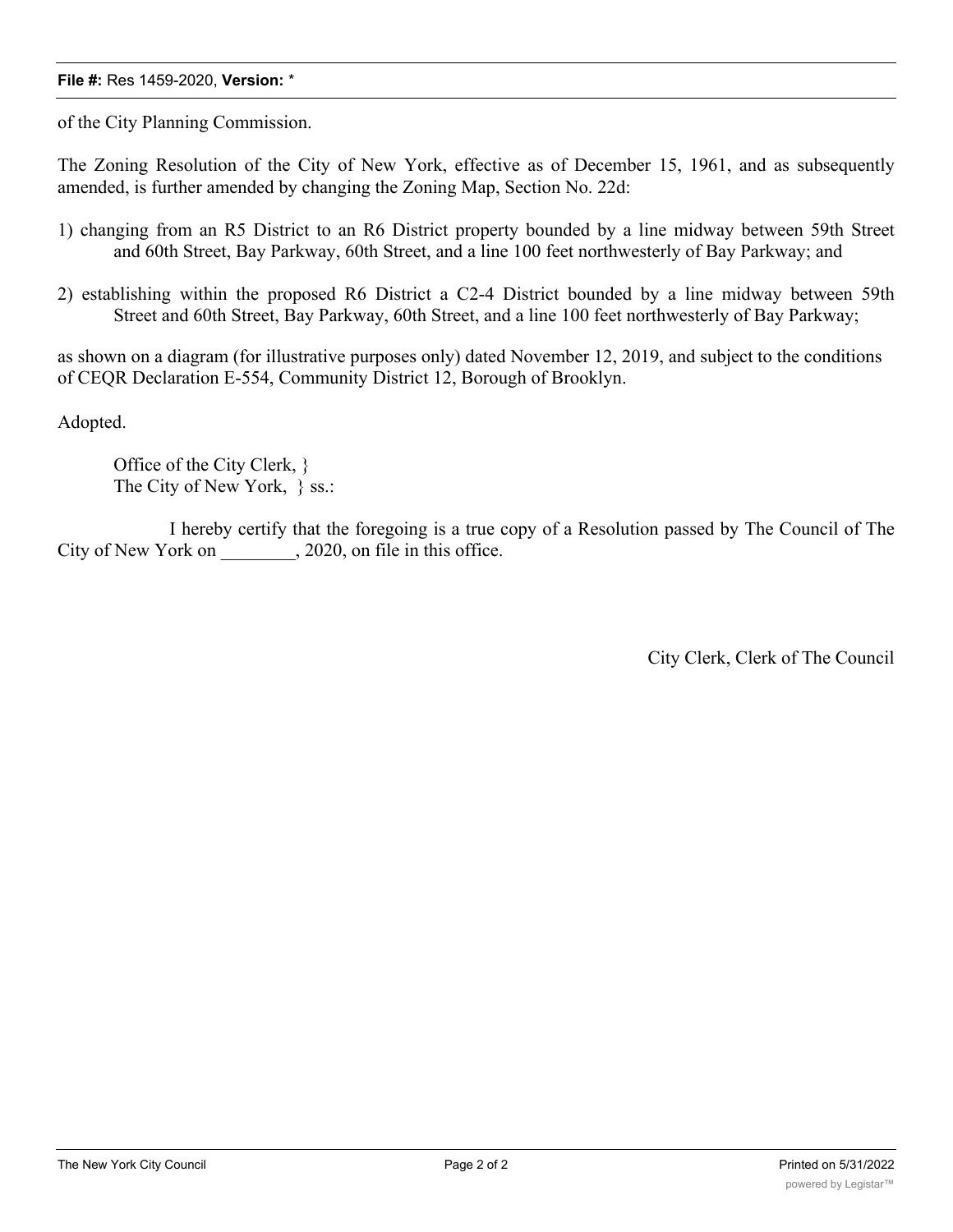of the City Planning Commission.

The Zoning Resolution of the City of New York, effective as of December 15, 1961, and as subsequently amended, is further amended by changing the Zoning Map, Section No. 22d:

1) changing from an R5 District to an R6 District property bounded by a line midway between 59th Street and 60th Street, Bay Parkway, 60th Street, and a line 100 feet northwesterly of Bay Parkway; and

2) establishing within the proposed R6 District a C2-4 District bounded by a line midway between 59th Street and 60th Street, Bay Parkway, 60th Street, and a line 100 feet northwesterly of Bay Parkway;

as shown on a diagram (for illustrative purposes only) dated November 12, 2019, and subject to the conditions of CEQR Declaration E-554, Community District 12, Borough of Brooklyn.

Adopted.

Office of the City Clerk, }
The City of New York, } ss.:

I hereby certify that the foregoing is a true copy of a Resolution passed by The Council of The City of New York on ________, 2020, on file in this office.

City Clerk, Clerk of The Council